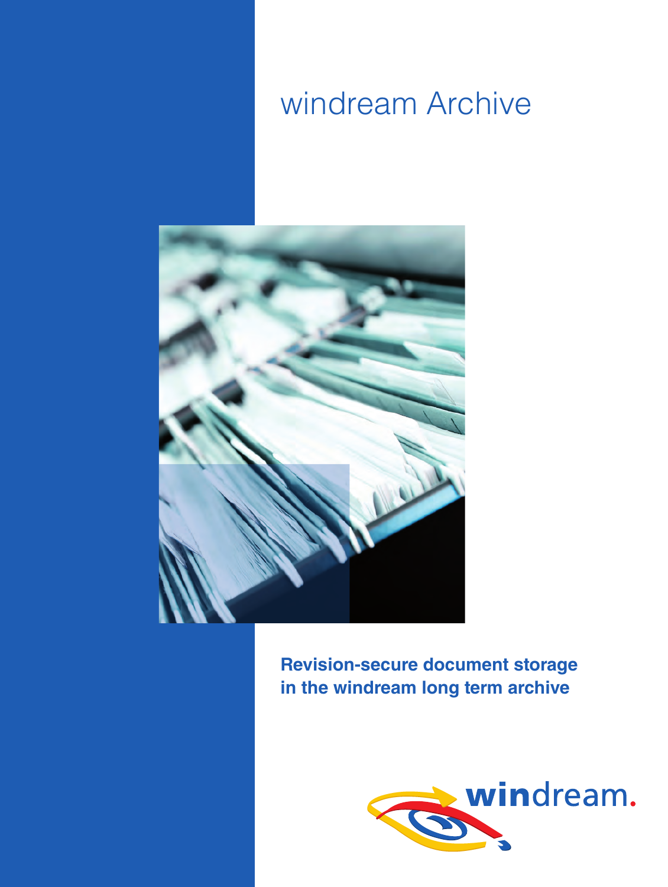# windream Archive

**Revision-secure document storage in the windream long term archive**

windream.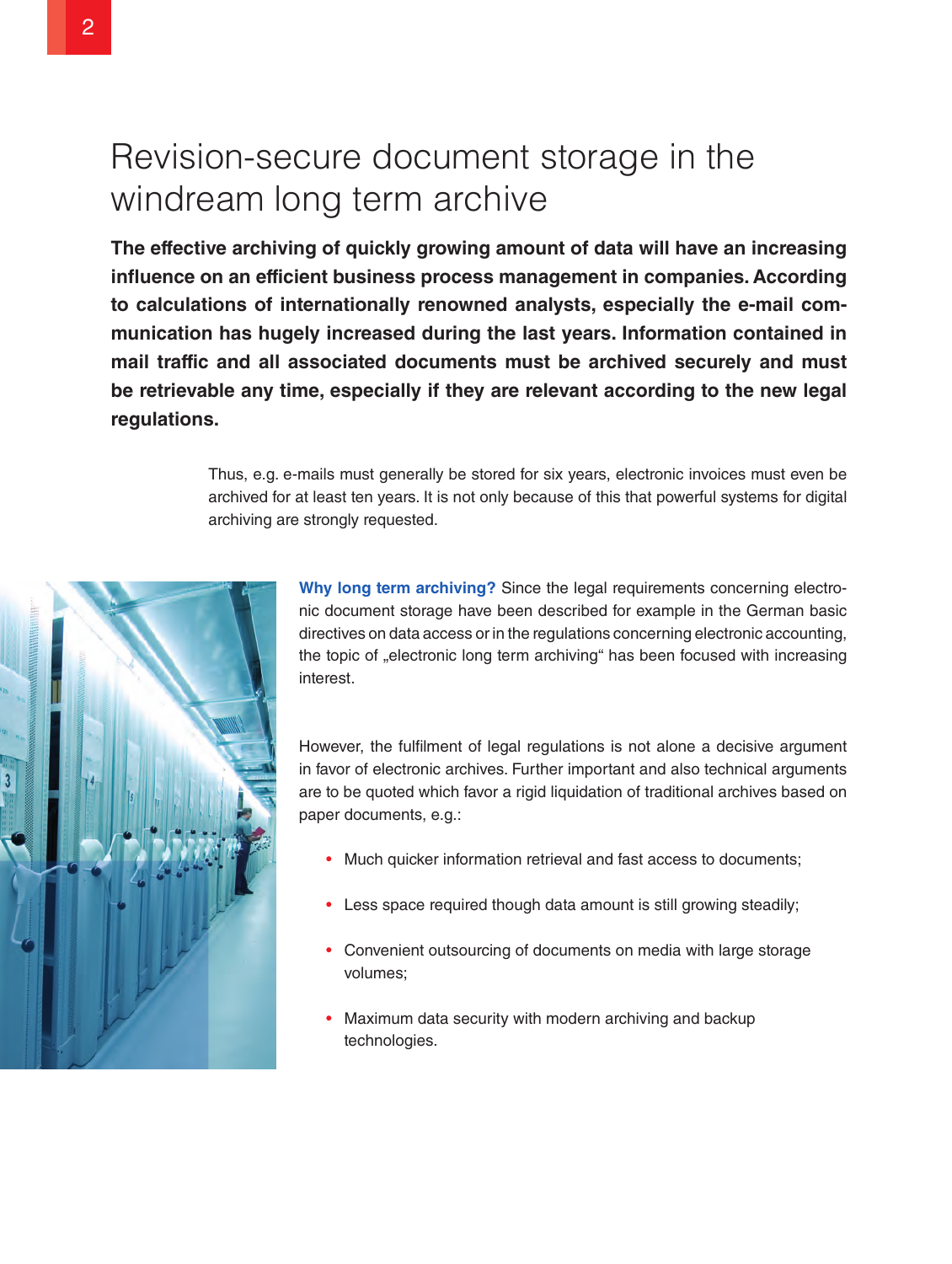# Revision-secure document storage in the windream long term archive

**The effective archiving of quickly growing amount of data will have an increasing influence on an efficient business process management in companies. According to calculations of internationally renowned analysts, especially the e-mail communication has hugely increased during the last years. Information contained in mail traffic and all associated documents must be archived securely and must be retrievable any time, especially if they are relevant according to the new legal regulations.**

Thus, e.g. e-mails must generally be stored for six years, electronic invoices must even be archived for at least ten years. It is not only because of this that powerful systems for digital archiving are strongly requested.

**Why long term archiving?** Since the legal requirements concerning electronic document storage have been described for example in the German basic directives on data access or in the regulations concerning electronic accounting, the topic of „electronic long term archiving" has been focused with increasing interest.

However, the fulfilment of legal regulations is not alone a decisive argument in favor of electronic archives. Further important and also technical arguments are to be quoted which favor a rigid liquidation of traditional archives based on paper documents, e.g.:

- Much quicker information retrieval and fast access to documents;
- Less space required though data amount is still growing steadily;
- Convenient outsourcing of documents on media with large storage volumes;
- Maximum data security with modern archiving and backup technologies.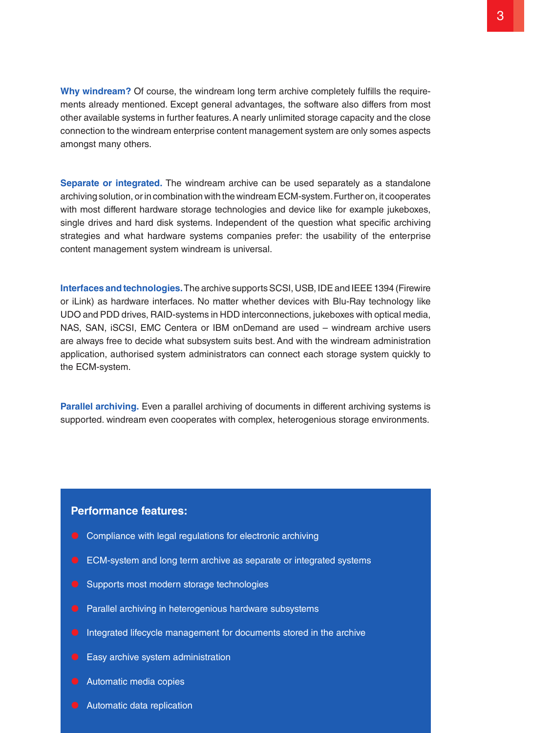**Why windream?** Of course, the windream long term archive completely fulfills the requirements already mentioned. Except general advantages, the software also differs from most other available systems in further features. A nearly unlimited storage capacity and the close connection to the windream enterprise content management system are only somes aspects amongst many others.

**Separate or integrated.** The windream archive can be used separately as a standalone archiving solution, or in combination with the windream ECM-system. Further on, it cooperates with most different hardware storage technologies and device like for example jukeboxes, single drives and hard disk systems. Independent of the question what specific archiving strategies and what hardware systems companies prefer: the usability of the enterprise content management system windream is universal.

**Interfaces and technologies.** The archive supports SCSI, USB, IDE and IEEE 1394 (Firewire or iLink) as hardware interfaces. No matter whether devices with Blu-Ray technology like UDO and PDD drives, RAID-systems in HDD interconnections, jukeboxes with optical media, NAS, SAN, iSCSI, EMC Centera or IBM onDemand are used – windream archive users are always free to decide what subsystem suits best. And with the windream administration application, authorised system administrators can connect each storage system quickly to the ECM-system.

**Parallel archiving.** Even a parallel archiving of documents in different archiving systems is supported. windream even cooperates with complex, heterogenious storage environments.

### Performance features:

- Compliance with legal regulations for electronic archiving
- ECM-system and long term archive as separate or integrated systems
- Supports most modern storage technologies
- Parallel archiving in heterogenious hardware subsystems
- Integrated lifecycle management for documents stored in the archive
- Easy archive system administration
- Automatic media copies
- Automatic data replication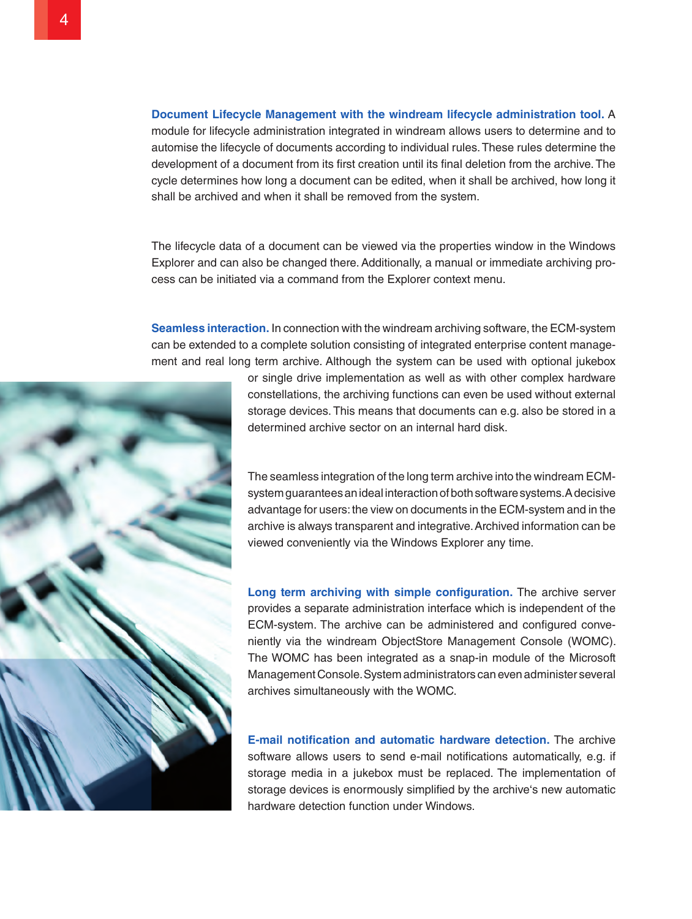**Document Lifecycle Management with the windream lifecycle administration tool.** A module for lifecycle administration integrated in windream allows users to determine and to automise the lifecycle of documents according to individual rules. These rules determine the development of a document from its first creation until its final deletion from the archive. The cycle determines how long a document can be edited, when it shall be archived, how long it shall be archived and when it shall be removed from the system.

The lifecycle data of a document can be viewed via the properties window in the Windows Explorer and can also be changed there. Additionally, a manual or immediate archiving process can be initiated via a command from the Explorer context menu.

**Seamless interaction.** In connection with the windream archiving software, the ECM-system can be extended to a complete solution consisting of integrated enterprise content management and real long term archive. Although the system can be used with optional jukebox or single drive implementation as well as with other complex hardware constellations, the archiving functions can even be used without external storage devices. This means that documents can e.g. also be stored in a determined archive sector on an internal hard disk.

The seamless integration of the long term archive into the windream ECM-system guarantees an ideal interaction of both software systems. A decisive advantage for users: the view on documents in the ECM-system and in the archive is always transparent and integrative. Archived information can be viewed conveniently via the Windows Explorer any time.

**Long term archiving with simple configuration.** The archive server provides a separate administration interface which is independent of the ECM-system. The archive can be administered and configured conveniently via the windream ObjectStore Management Console (WOMC). The WOMC has been integrated as a snap-in module of the Microsoft Management Console. System administrators can even administer several archives simultaneously with the WOMC.

**E-mail notification and automatic hardware detection.** The archive software allows users to send e-mail notifications automatically, e.g. if storage media in a jukebox must be replaced. The implementation of storage devices is enormously simplified by the archive's new automatic hardware detection function under Windows.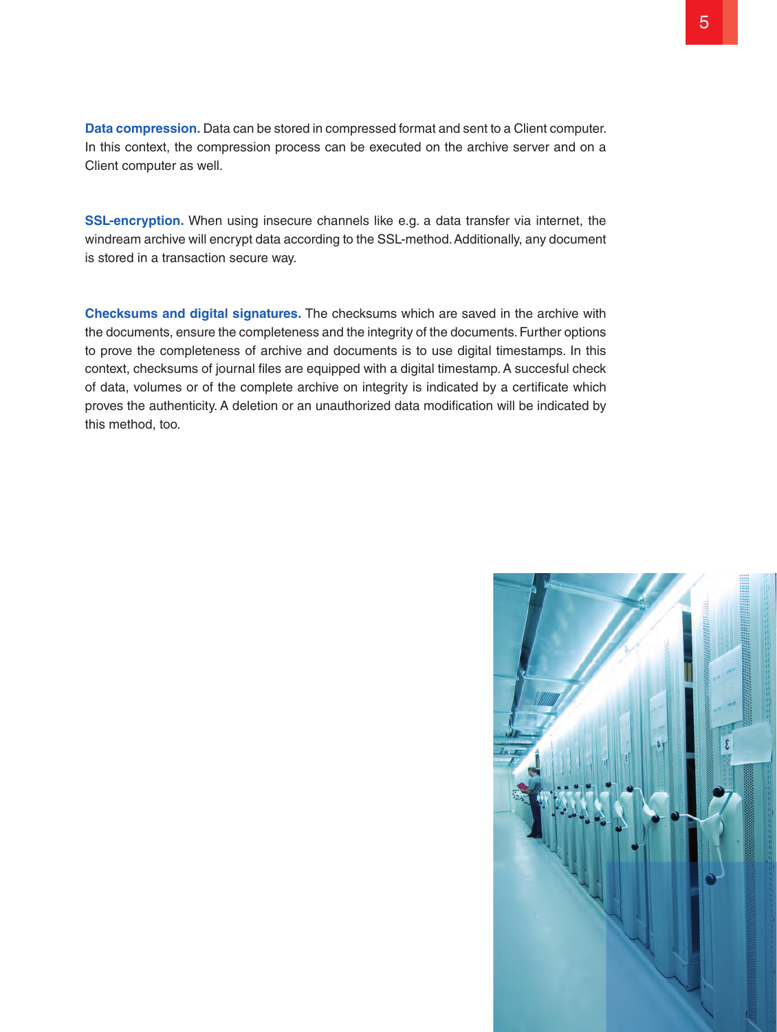**Data compression.** Data can be stored in compressed format and sent to a Client computer. In this context, the compression process can be executed on the archive server and on a Client computer as well.

**SSL-encryption.** When using insecure channels like e.g. a data transfer via internet, the windream archive will encrypt data according to the SSL-method. Additionally, any document is stored in a transaction secure way.

**Checksums and digital signatures.** The checksums which are saved in the archive with the documents, ensure the completeness and the integrity of the documents. Further options to prove the completeness of archive and documents is to use digital timestamps. In this context, checksums of journal files are equipped with a digital timestamp. A succesful check of data, volumes or of the complete archive on integrity is indicated by a certificate which proves the authenticity. A deletion or an unauthorized data modification will be indicated by this method, too.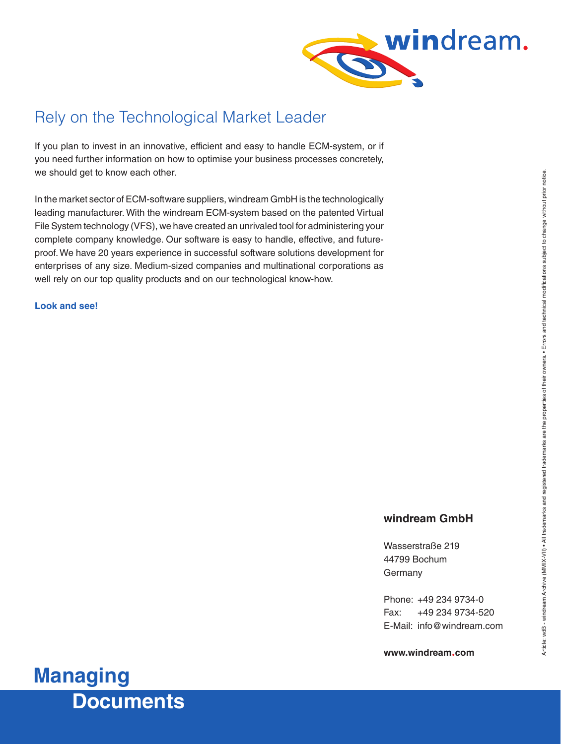windream.

# Rely on the Technological Market Leader

If you plan to invest in an innovative, efficient and easy to handle ECM-system, or if you need further information on how to optimise your business processes concretely, we should get to know each other.

In the market sector of ECM-software suppliers, windream GmbH is the technologically leading manufacturer. With the windream ECM-system based on the patented Virtual File System technology (VFS), we have created an unrivaled tool for administering your complete company knowledge. Our software is easy to handle, effective, and future-proof. We have 20 years experience in successful software solutions development for enterprises of any size. Medium-sized companies and multinational corporations as well rely on our top quality products and on our technological know-how.

**Look and see!**

**windream GmbH**

Wasserstraße 219
44799 Bochum
Germany

Phone: +49 234 9734-0
Fax: +49 234 9734-520
E-Mail: info@windream.com

**www.windream.com**

Article: wdB - windream Archive (MMIX-VII) • All trademarks and registered trademarks are the properties of their owners. • Errors and technical modifications subject to change without prior notice.

**Managing Documents**